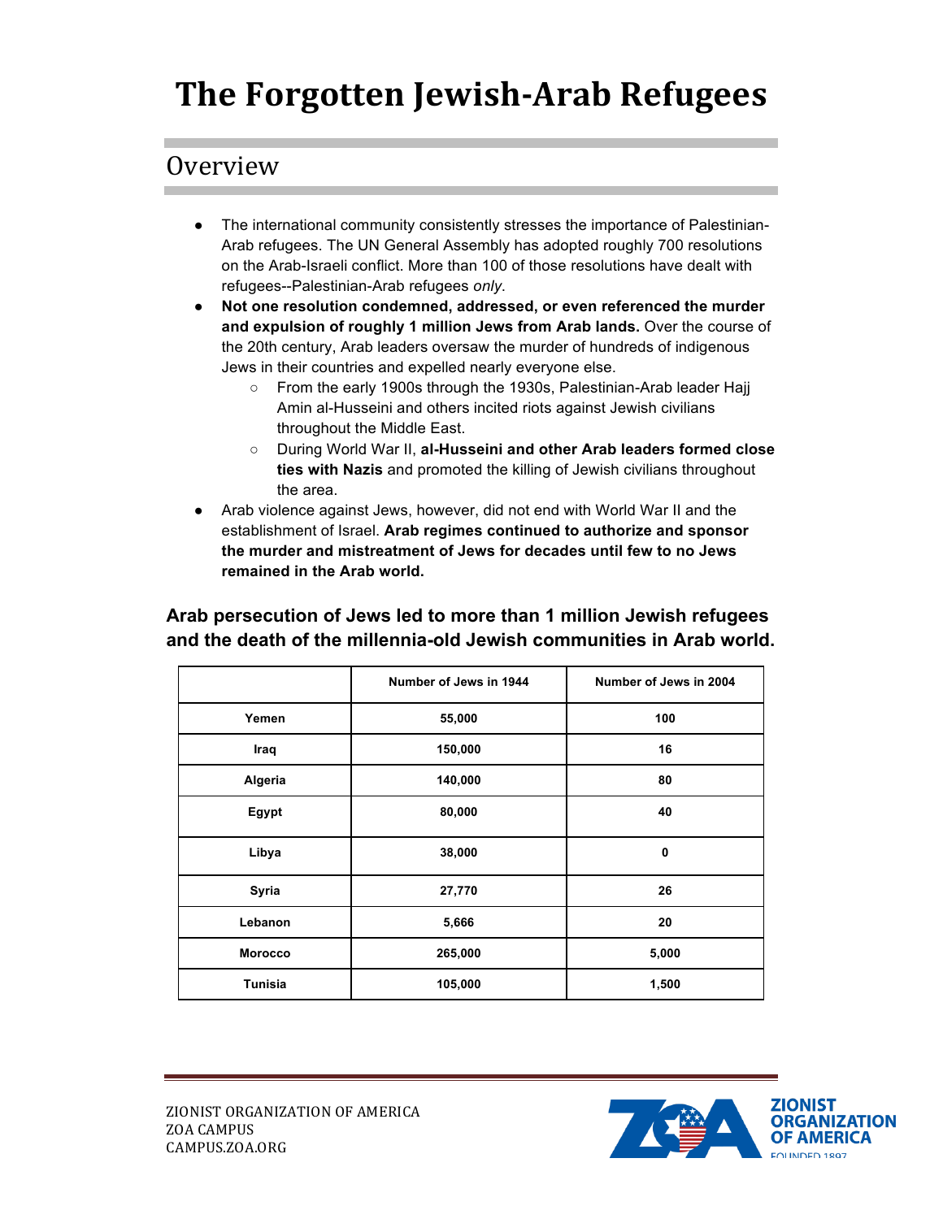# The Forgotten Jewish-Arab Refugees

## Overview

- The international community consistently stresses the importance of Palestinian-Arab refugees. The UN General Assembly has adopted roughly 700 resolutions on the Arab-Israeli conflict. More than 100 of those resolutions have dealt with refugees--Palestinian-Arab refugees *only*.
- **Not one resolution condemned, addressed, or even referenced the murder and expulsion of roughly 1 million Jews from Arab lands.** Over the course of the 20th century, Arab leaders oversaw the murder of hundreds of indigenous Jews in their countries and expelled nearly everyone else.
    - From the early 1900s through the 1930s, Palestinian-Arab leader Hajj Amin al-Husseini and others incited riots against Jewish civilians throughout the Middle East.
    - During World War II, **al-Husseini and other Arab leaders formed close ties with Nazis** and promoted the killing of Jewish civilians throughout the area.
- Arab violence against Jews, however, did not end with World War II and the establishment of Israel. **Arab regimes continued to authorize and sponsor the murder and mistreatment of Jews for decades until few to no Jews remained in the Arab world.**

**Arab persecution of Jews led to more than 1 million Jewish refugees and the death of the millennia-old Jewish communities in Arab world.**

| | Number of Jews in 1944 | Number of Jews in 2004 |
|---|---|---|
| **Yemen** | 55,000 | 100 |
| **Iraq** | 150,000 | 16 |
| **Algeria** | 140,000 | 80 |
| **Egypt** | 80,000 | 40 |
| **Libya** | 38,000 | 0 |
| **Syria** | 27,770 | 26 |
| **Lebanon** | 5,666 | 20 |
| **Morocco** | 265,000 | 5,000 |
| **Tunisia** | 105,000 | 1,500 |

ZIONIST ORGANIZATION OF AMERICA
ZOA CAMPUS
CAMPUS.ZOA.ORG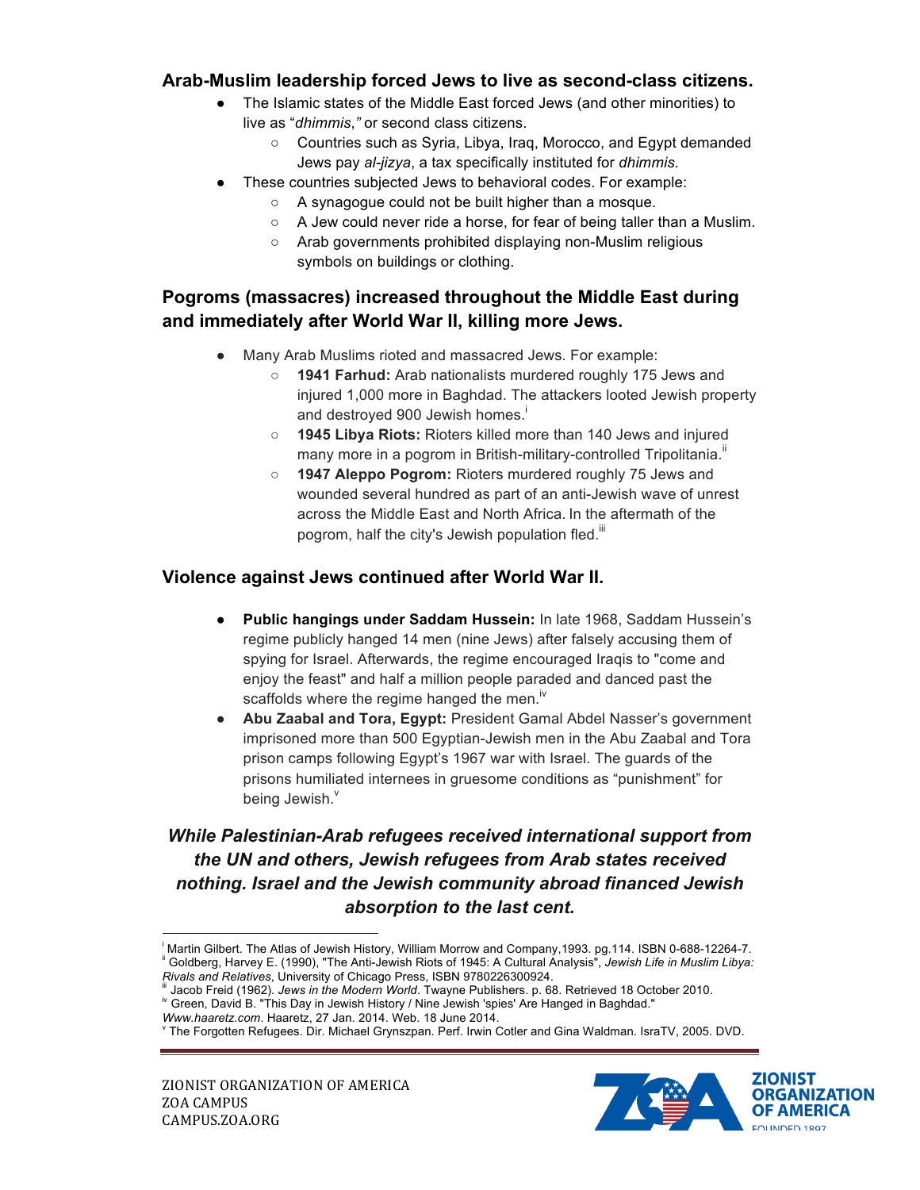### Arab-Muslim leadership forced Jews to live as second-class citizens.

- The Islamic states of the Middle East forced Jews (and other minorities) to live as "*dhimmis*," or second class citizens.
  - Countries such as Syria, Libya, Iraq, Morocco, and Egypt demanded Jews pay *al-jizya*, a tax specifically instituted for *dhimmis*.
- These countries subjected Jews to behavioral codes. For example:
  - A synagogue could not be built higher than a mosque.
  - A Jew could never ride a horse, for fear of being taller than a Muslim.
  - Arab governments prohibited displaying non-Muslim religious symbols on buildings or clothing.

### Pogroms (massacres) increased throughout the Middle East during and immediately after World War II, killing more Jews.

- Many Arab Muslims rioted and massacred Jews. For example:
  - **1941 Farhud:** Arab nationalists murdered roughly 175 Jews and injured 1,000 more in Baghdad. The attackers looted Jewish property and destroyed 900 Jewish homes.[i]
  - **1945 Libya Riots:** Rioters killed more than 140 Jews and injured many more in a pogrom in British-military-controlled Tripolitania.[ii]
  - **1947 Aleppo Pogrom:** Rioters murdered roughly 75 Jews and wounded several hundred as part of an anti-Jewish wave of unrest across the Middle East and North Africa. In the aftermath of the pogrom, half the city's Jewish population fled.[iii]

### Violence against Jews continued after World War II.

- **Public hangings under Saddam Hussein:** In late 1968, Saddam Hussein's regime publicly hanged 14 men (nine Jews) after falsely accusing them of spying for Israel. Afterwards, the regime encouraged Iraqis to "come and enjoy the feast" and half a million people paraded and danced past the scaffolds where the regime hanged the men.[iv]
- **Abu Zaabal and Tora, Egypt:** President Gamal Abdel Nasser's government imprisoned more than 500 Egyptian-Jewish men in the Abu Zaabal and Tora prison camps following Egypt's 1967 war with Israel. The guards of the prisons humiliated internees in gruesome conditions as "punishment" for being Jewish.[v]

***While Palestinian-Arab refugees received international support from the UN and others, Jewish refugees from Arab states received nothing. Israel and the Jewish community abroad financed Jewish absorption to the last cent.***

---

[i] Martin Gilbert. The Atlas of Jewish History, William Morrow and Company,1993. pg.114. ISBN 0-688-12264-7.
[ii] Goldberg, Harvey E. (1990), "The Anti-Jewish Riots of 1945: A Cultural Analysis", *Jewish Life in Muslim Libya: Rivals and Relatives*, University of Chicago Press, ISBN 9780226300924.
[iii] Jacob Freid (1962). *Jews in the Modern World*. Twayne Publishers. p. 68. Retrieved 18 October 2010.
[iv] Green, David B. "This Day in Jewish History / Nine Jewish 'spies' Are Hanged in Baghdad." *Www.haaretz.com*. Haaretz, 27 Jan. 2014. Web. 18 June 2014.
[v] The Forgotten Refugees. Dir. Michael Grynszpan. Perf. Irwin Cotler and Gina Waldman. IsraTV, 2005. DVD.

ZIONIST ORGANIZATION OF AMERICA
ZOA CAMPUS
CAMPUS.ZOA.ORG